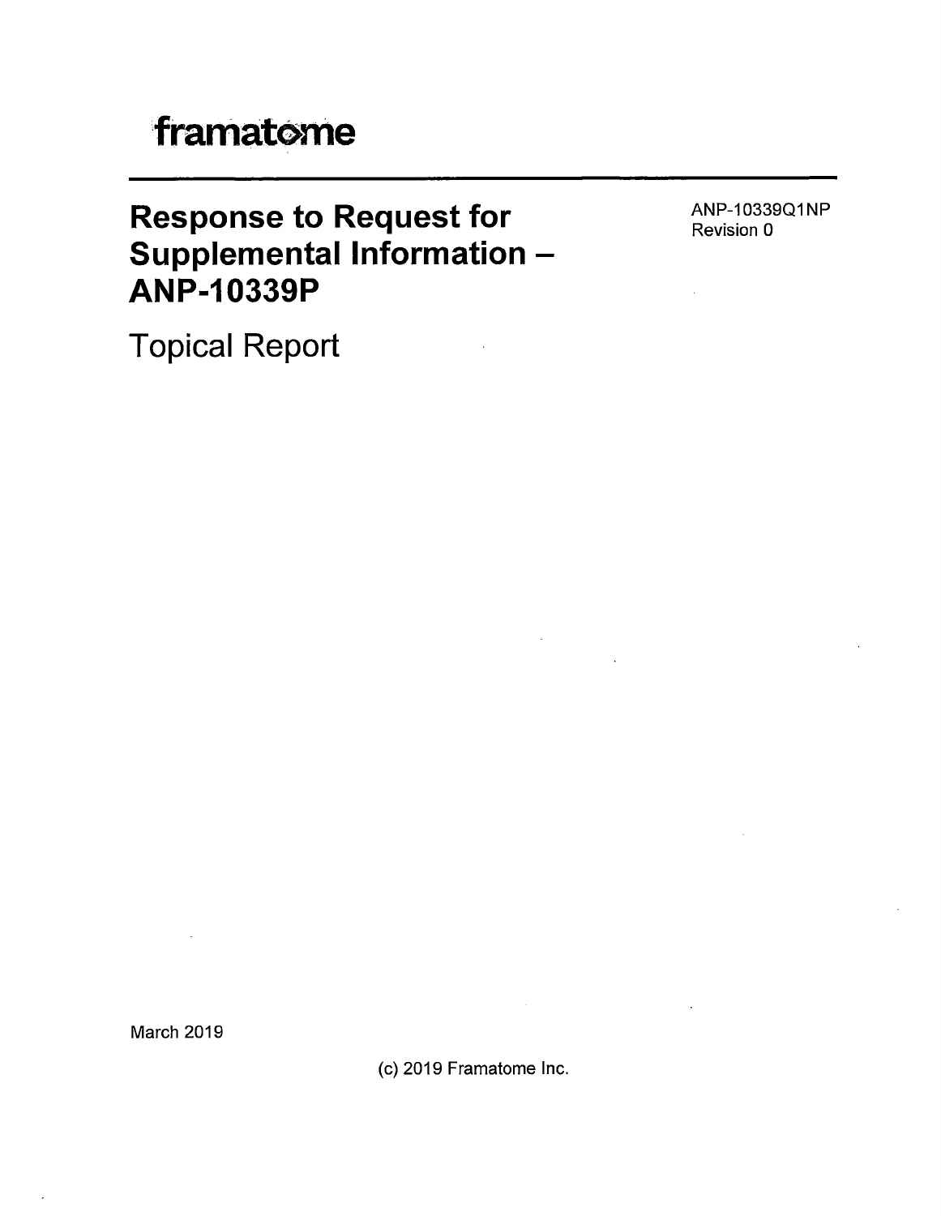framatome

# Response to Request for Supplemental Information – ANP-10339P

ANP-10339Q1NP
Revision 0

Topical Report

March 2019

(c) 2019 Framatome Inc.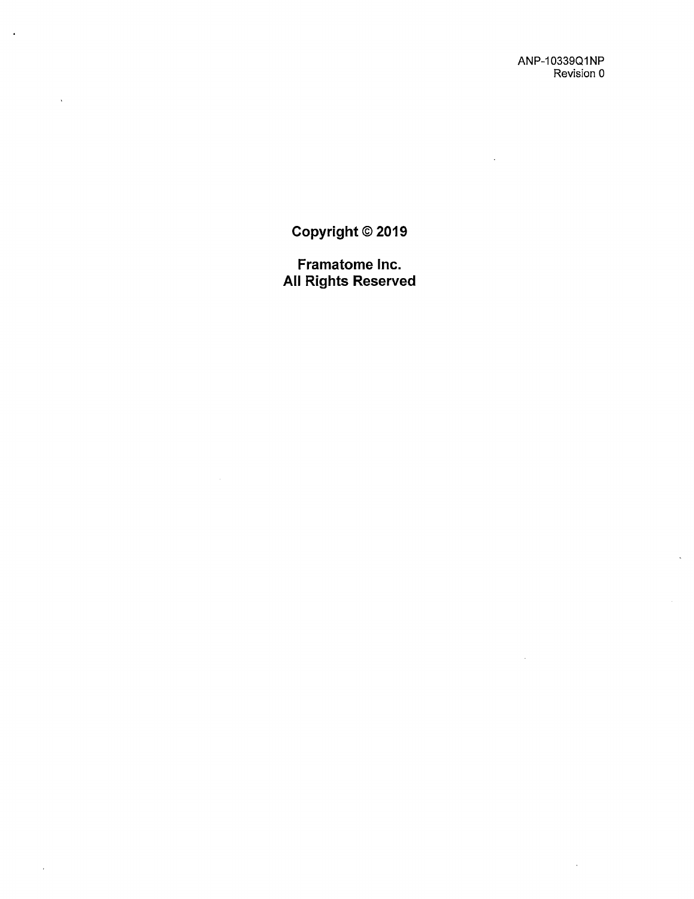**Copyright © 2019**

**Framatome Inc.**
**All Rights Reserved**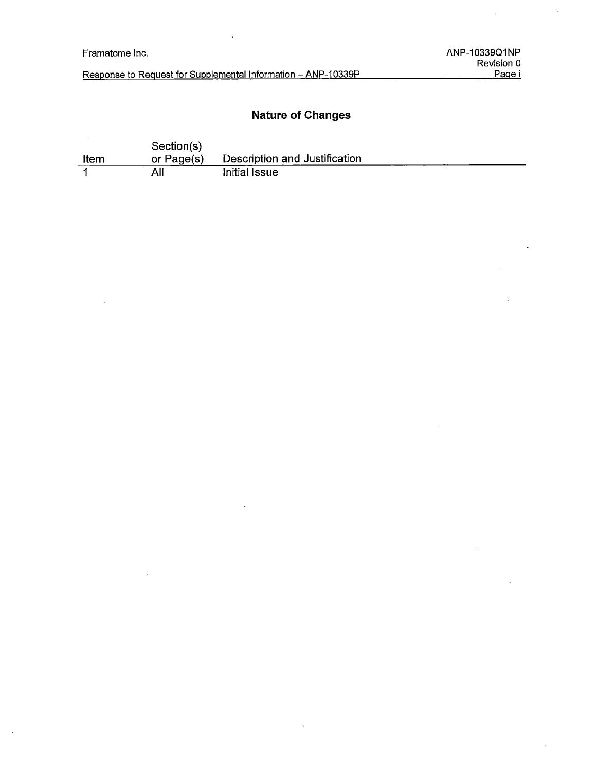## Nature of Changes

| Item | Section(s) or Page(s) | Description and Justification |
|---|---|---|
| 1 | All | Initial Issue |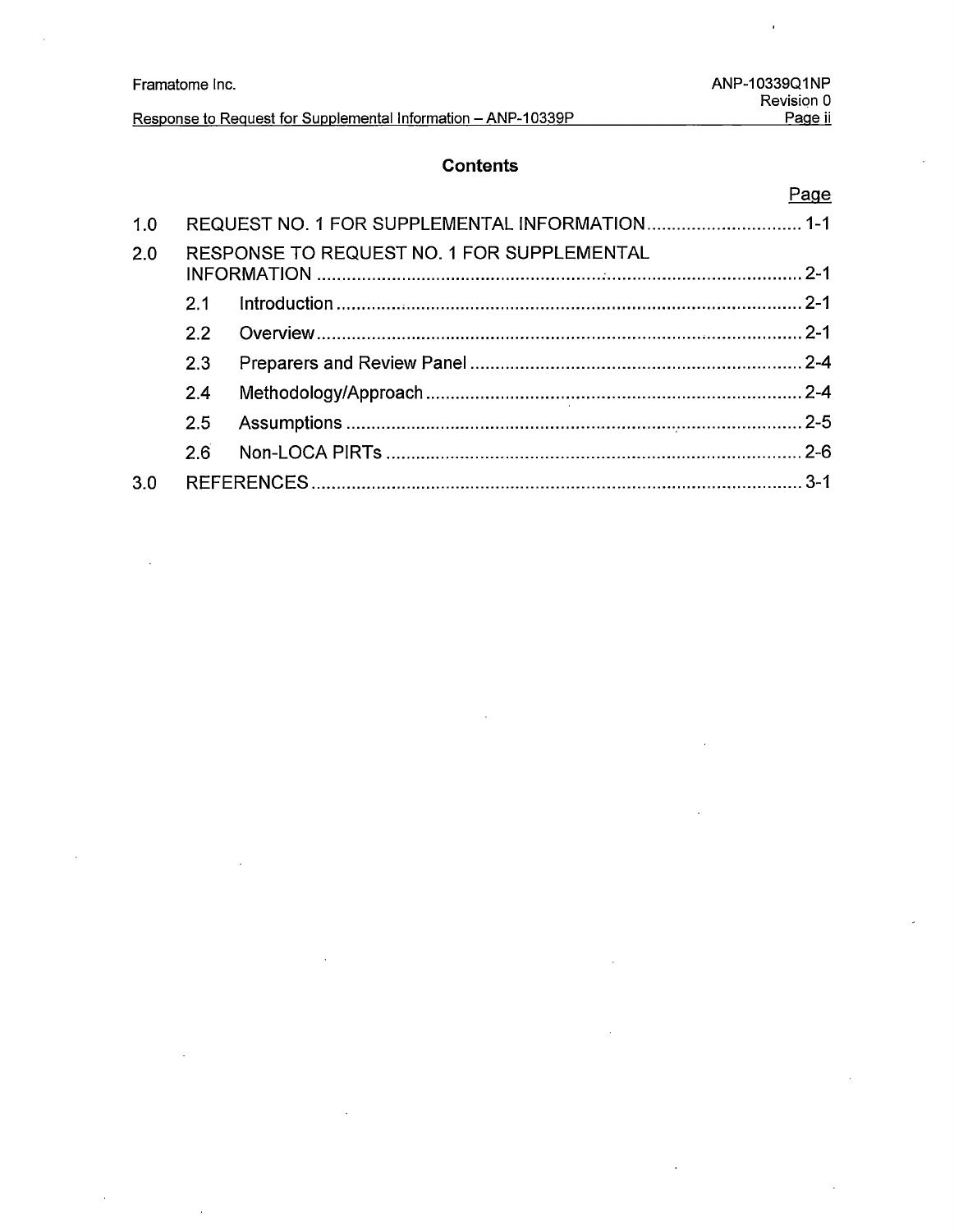## Contents

| | | Page |
|---|---|---|
| 1.0 | REQUEST NO. 1 FOR SUPPLEMENTAL INFORMATION | 1-1 |
| 2.0 | RESPONSE TO REQUEST NO. 1 FOR SUPPLEMENTAL INFORMATION | 2-1 |
| 2.1 | Introduction | 2-1 |
| 2.2 | Overview | 2-1 |
| 2.3 | Preparers and Review Panel | 2-4 |
| 2.4 | Methodology/Approach | 2-4 |
| 2.5 | Assumptions | 2-5 |
| 2.6 | Non-LOCA PIRTs | 2-6 |
| 3.0 | REFERENCES | 3-1 |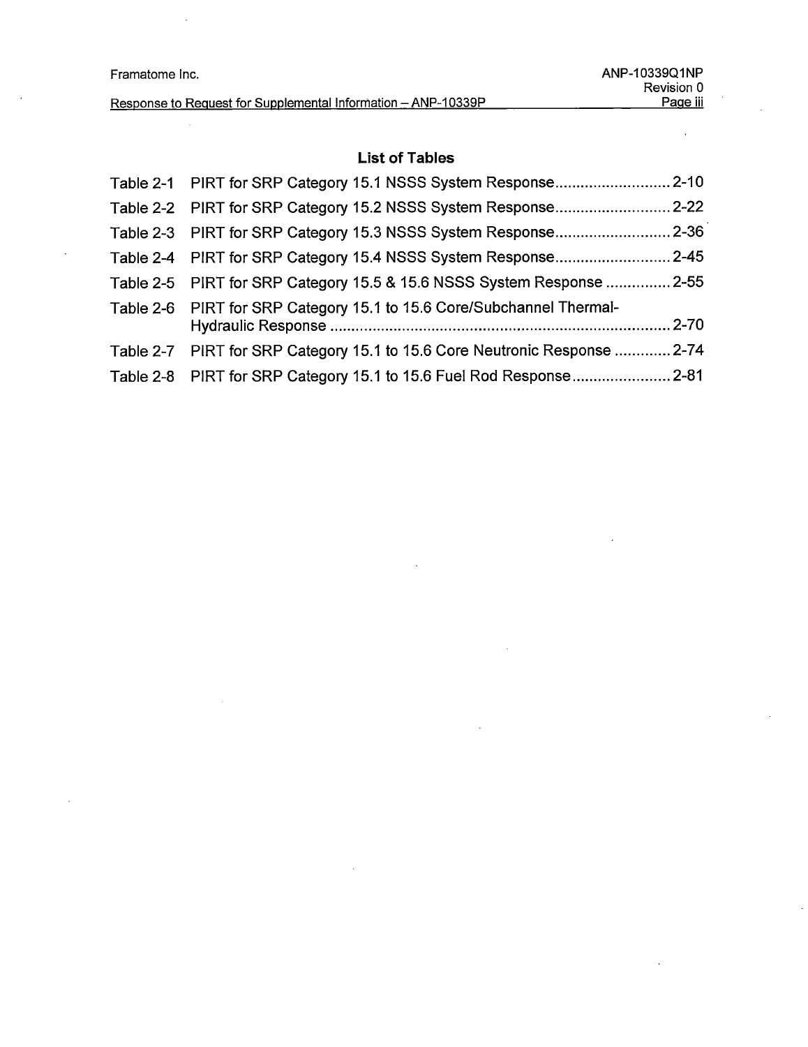## List of Tables

| | | |
|---|---|---|
| Table 2-1 | PIRT for SRP Category 15.1 NSSS System Response | 2-10 |
| Table 2-2 | PIRT for SRP Category 15.2 NSSS System Response | 2-22 |
| Table 2-3 | PIRT for SRP Category 15.3 NSSS System Response | 2-36 |
| Table 2-4 | PIRT for SRP Category 15.4 NSSS System Response | 2-45 |
| Table 2-5 | PIRT for SRP Category 15.5 & 15.6 NSSS System Response | 2-55 |
| Table 2-6 | PIRT for SRP Category 15.1 to 15.6 Core/Subchannel Thermal-Hydraulic Response | 2-70 |
| Table 2-7 | PIRT for SRP Category 15.1 to 15.6 Core Neutronic Response | 2-74 |
| Table 2-8 | PIRT for SRP Category 15.1 to 15.6 Fuel Rod Response | 2-81 |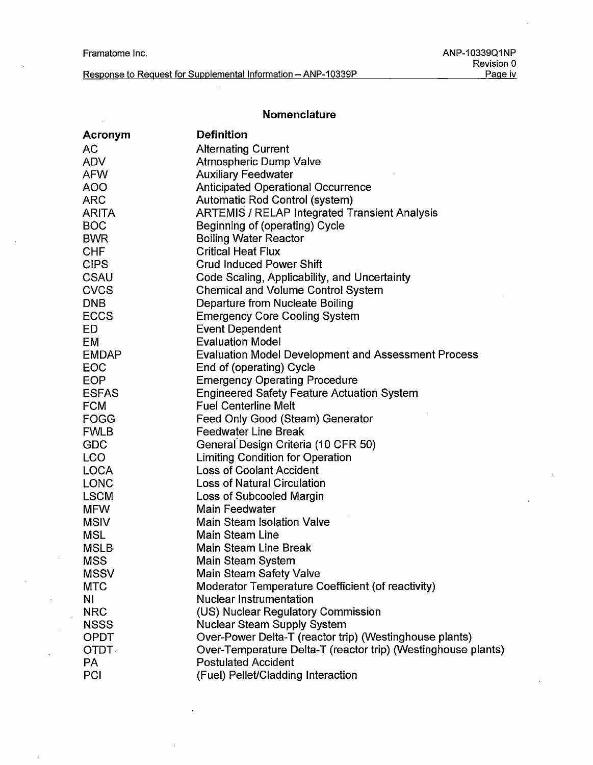## Nomenclature

| Acronym | Definition |
|---|---|
| AC | Alternating Current |
| ADV | Atmospheric Dump Valve |
| AFW | Auxiliary Feedwater |
| AOO | Anticipated Operational Occurrence |
| ARC | Automatic Rod Control (system) |
| ARITA | ARTEMIS / RELAP Integrated Transient Analysis |
| BOC | Beginning of (operating) Cycle |
| BWR | Boiling Water Reactor |
| CHF | Critical Heat Flux |
| CIPS | Crud Induced Power Shift |
| CSAU | Code Scaling, Applicability, and Uncertainty |
| CVCS | Chemical and Volume Control System |
| DNB | Departure from Nucleate Boiling |
| ECCS | Emergency Core Cooling System |
| ED | Event Dependent |
| EM | Evaluation Model |
| EMDAP | Evaluation Model Development and Assessment Process |
| EOC | End of (operating) Cycle |
| EOP | Emergency Operating Procedure |
| ESFAS | Engineered Safety Feature Actuation System |
| FCM | Fuel Centerline Melt |
| FOGG | Feed Only Good (Steam) Generator |
| FWLB | Feedwater Line Break |
| GDC | General Design Criteria (10 CFR 50) |
| LCO | Limiting Condition for Operation |
| LOCA | Loss of Coolant Accident |
| LONC | Loss of Natural Circulation |
| LSCM | Loss of Subcooled Margin |
| MFW | Main Feedwater |
| MSIV | Main Steam Isolation Valve |
| MSL | Main Steam Line |
| MSLB | Main Steam Line Break |
| MSS | Main Steam System |
| MSSV | Main Steam Safety Valve |
| MTC | Moderator Temperature Coefficient (of reactivity) |
| NI | Nuclear Instrumentation |
| NRC | (US) Nuclear Regulatory Commission |
| NSSS | Nuclear Steam Supply System |
| OPDT | Over-Power Delta-T (reactor trip) (Westinghouse plants) |
| OTDT | Over-Temperature Delta-T (reactor trip) (Westinghouse plants) |
| PA | Postulated Accident |
| PCI | (Fuel) Pellet/Cladding Interaction |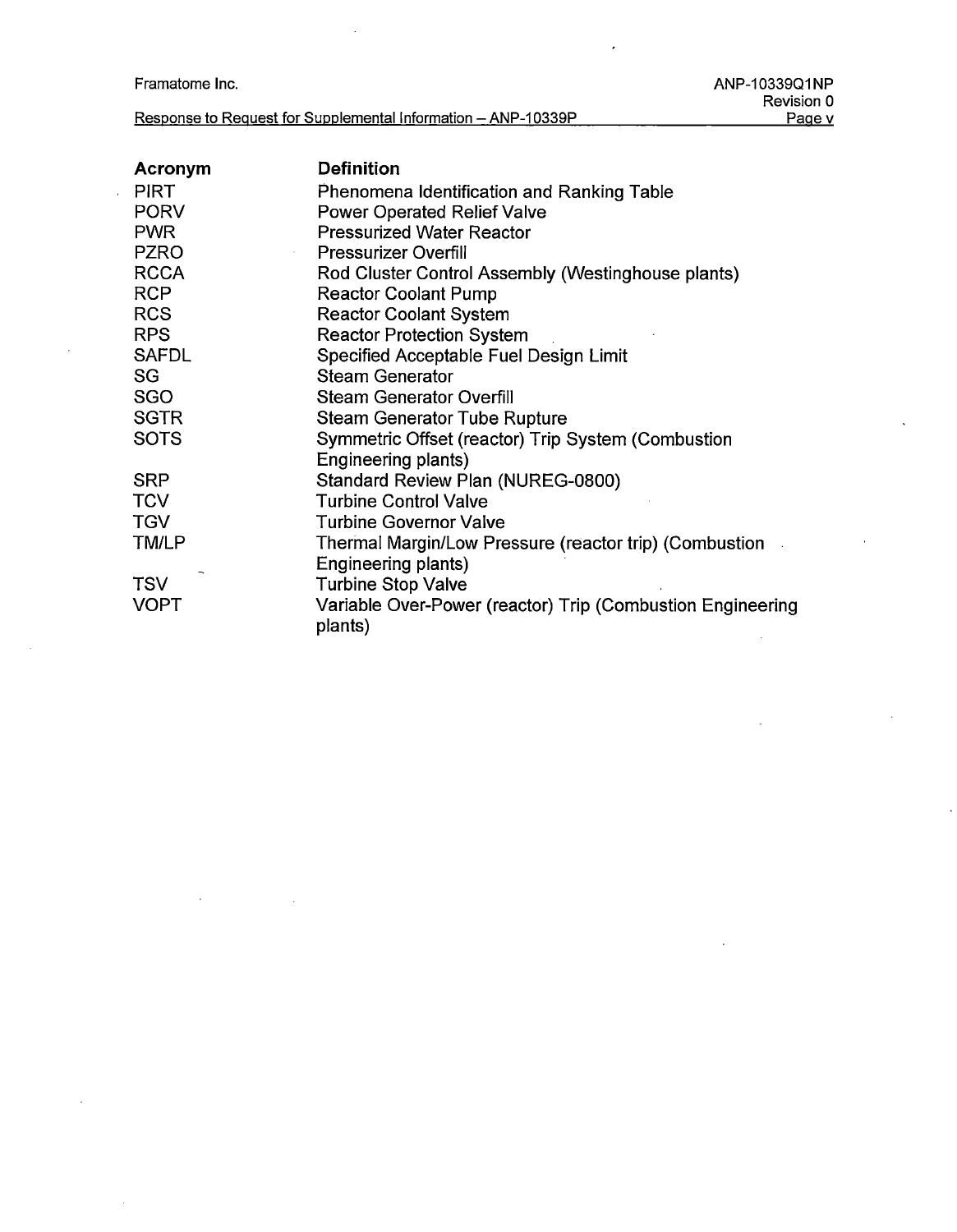| Acronym | Definition |
| --- | --- |
| PIRT | Phenomena Identification and Ranking Table |
| PORV | Power Operated Relief Valve |
| PWR | Pressurized Water Reactor |
| PZRO | Pressurizer Overfill |
| RCCA | Rod Cluster Control Assembly (Westinghouse plants) |
| RCP | Reactor Coolant Pump |
| RCS | Reactor Coolant System |
| RPS | Reactor Protection System |
| SAFDL | Specified Acceptable Fuel Design Limit |
| SG | Steam Generator |
| SGO | Steam Generator Overfill |
| SGTR | Steam Generator Tube Rupture |
| SOTS | Symmetric Offset (reactor) Trip System (Combustion Engineering plants) |
| SRP | Standard Review Plan (NUREG-0800) |
| TCV | Turbine Control Valve |
| TGV | Turbine Governor Valve |
| TM/LP | Thermal Margin/Low Pressure (reactor trip) (Combustion Engineering plants) |
| TSV | Turbine Stop Valve |
| VOPT | Variable Over-Power (reactor) Trip (Combustion Engineering plants) |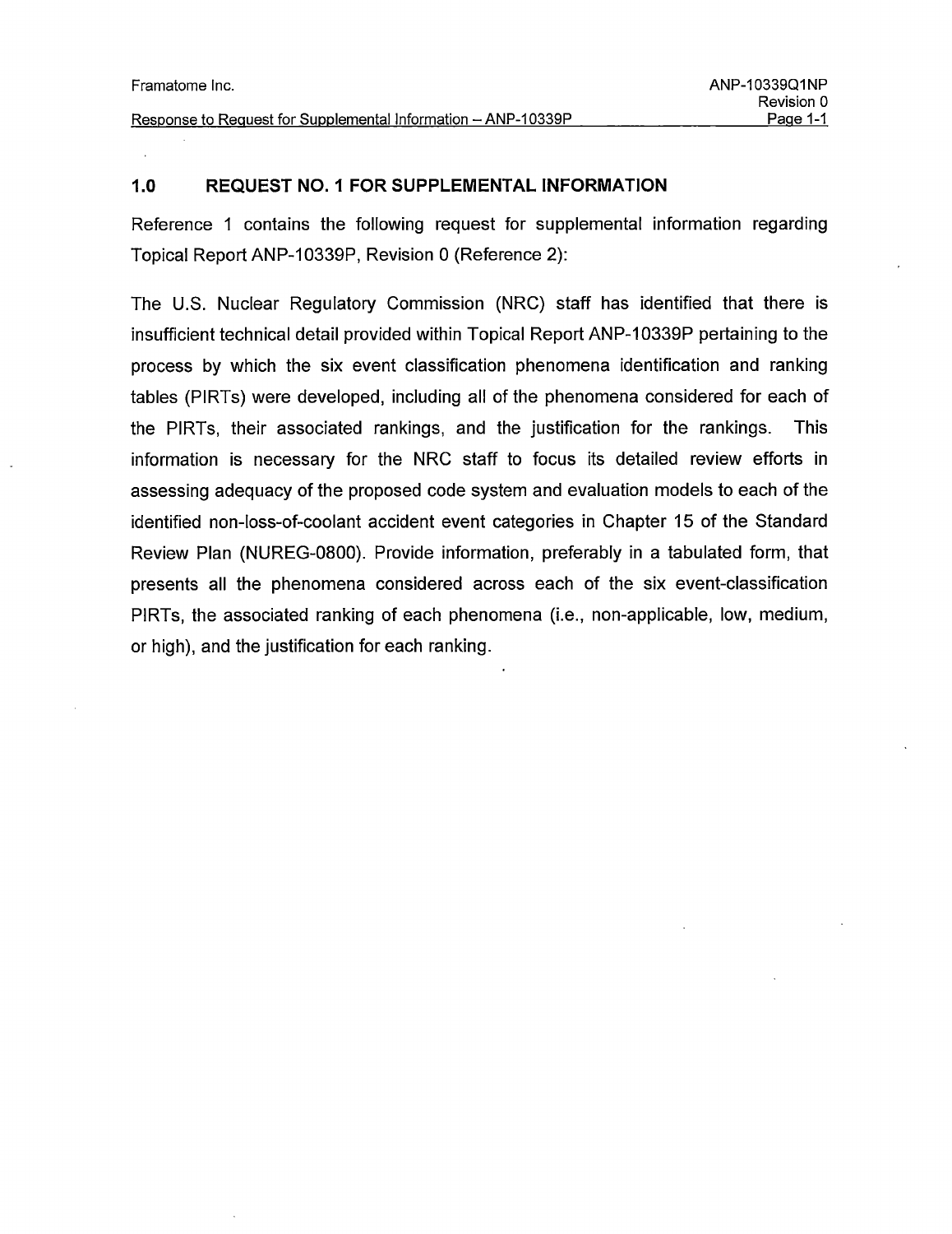## 1.0 REQUEST NO. 1 FOR SUPPLEMENTAL INFORMATION

Reference 1 contains the following request for supplemental information regarding Topical Report ANP-10339P, Revision 0 (Reference 2):

The U.S. Nuclear Regulatory Commission (NRC) staff has identified that there is insufficient technical detail provided within Topical Report ANP-10339P pertaining to the process by which the six event classification phenomena identification and ranking tables (PIRTs) were developed, including all of the phenomena considered for each of the PIRTs, their associated rankings, and the justification for the rankings. This information is necessary for the NRC staff to focus its detailed review efforts in assessing adequacy of the proposed code system and evaluation models to each of the identified non-loss-of-coolant accident event categories in Chapter 15 of the Standard Review Plan (NUREG-0800). Provide information, preferably in a tabulated form, that presents all the phenomena considered across each of the six event-classification PIRTs, the associated ranking of each phenomena (i.e., non-applicable, low, medium, or high), and the justification for each ranking.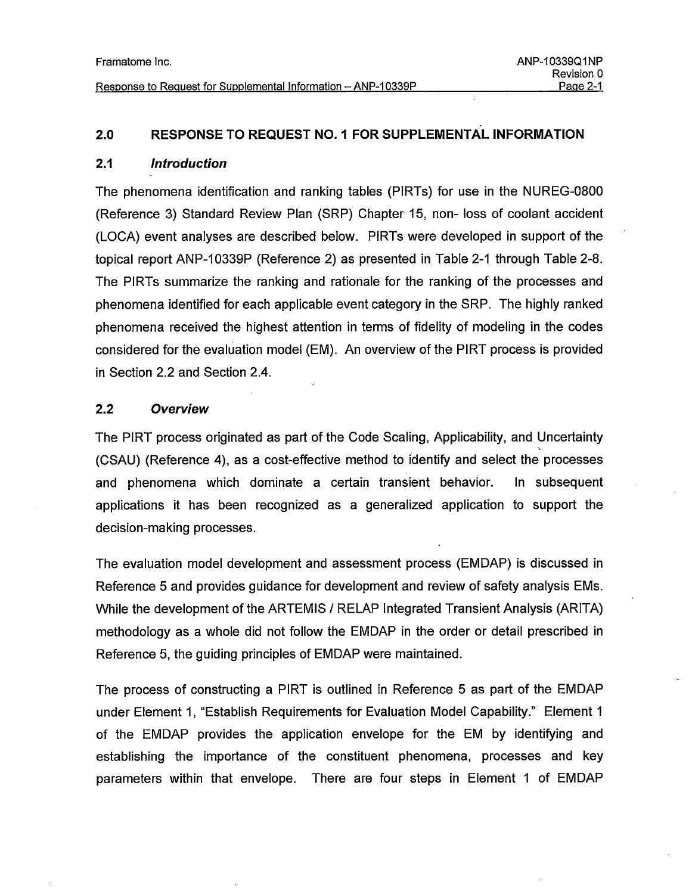## 2.0 RESPONSE TO REQUEST NO. 1 FOR SUPPLEMENTAL INFORMATION

### 2.1 *Introduction*

The phenomena identification and ranking tables (PIRTs) for use in the NUREG-0800 (Reference 3) Standard Review Plan (SRP) Chapter 15, non- loss of coolant accident (LOCA) event analyses are described below. PIRTs were developed in support of the topical report ANP-10339P (Reference 2) as presented in Table 2-1 through Table 2-8. The PIRTs summarize the ranking and rationale for the ranking of the processes and phenomena identified for each applicable event category in the SRP. The highly ranked phenomena received the highest attention in terms of fidelity of modeling in the codes considered for the evaluation model (EM). An overview of the PIRT process is provided in Section 2.2 and Section 2.4.

### 2.2 *Overview*

The PIRT process originated as part of the Code Scaling, Applicability, and Uncertainty (CSAU) (Reference 4), as a cost-effective method to identify and select the processes and phenomena which dominate a certain transient behavior. In subsequent applications it has been recognized as a generalized application to support the decision-making processes.

The evaluation model development and assessment process (EMDAP) is discussed in Reference 5 and provides guidance for development and review of safety analysis EMs. While the development of the ARTEMIS / RELAP Integrated Transient Analysis (ARITA) methodology as a whole did not follow the EMDAP in the order or detail prescribed in Reference 5, the guiding principles of EMDAP were maintained.

The process of constructing a PIRT is outlined in Reference 5 as part of the EMDAP under Element 1, "Establish Requirements for Evaluation Model Capability." Element 1 of the EMDAP provides the application envelope for the EM by identifying and establishing the importance of the constituent phenomena, processes and key parameters within that envelope. There are four steps in Element 1 of EMDAP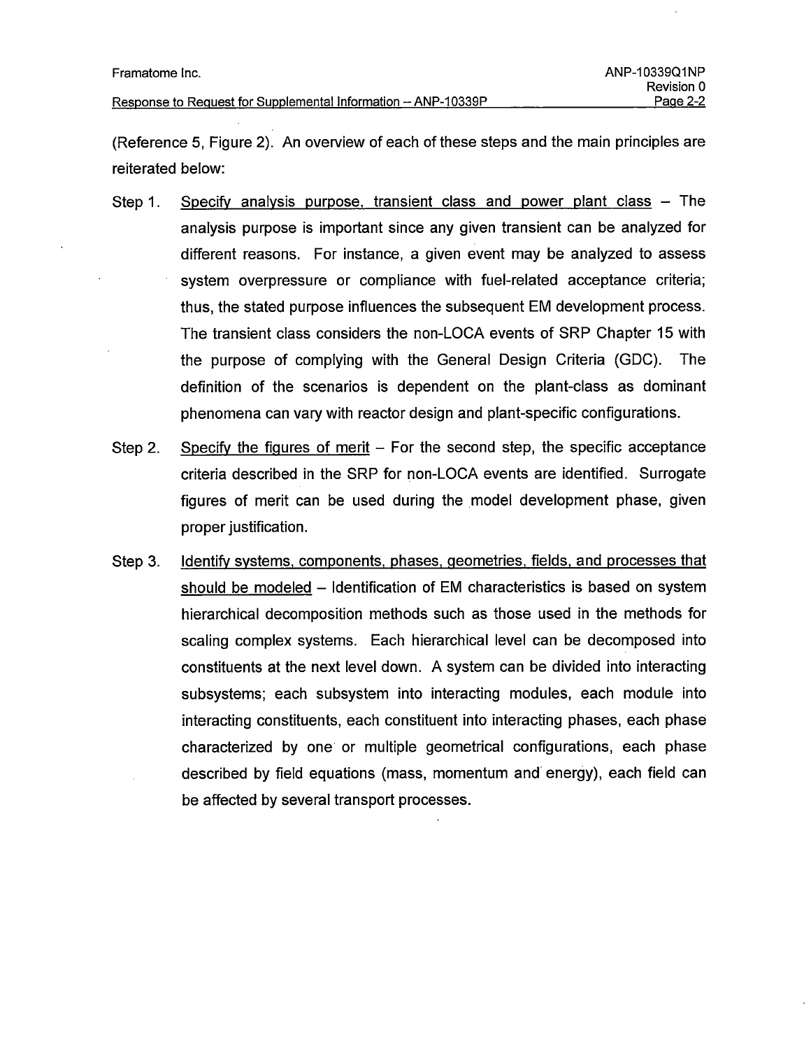(Reference 5, Figure 2). An overview of each of these steps and the main principles are reiterated below:

Step 1. Specify analysis purpose, transient class and power plant class – The analysis purpose is important since any given transient can be analyzed for different reasons. For instance, a given event may be analyzed to assess system overpressure or compliance with fuel-related acceptance criteria; thus, the stated purpose influences the subsequent EM development process. The transient class considers the non-LOCA events of SRP Chapter 15 with the purpose of complying with the General Design Criteria (GDC). The definition of the scenarios is dependent on the plant-class as dominant phenomena can vary with reactor design and plant-specific configurations.

Step 2. Specify the figures of merit – For the second step, the specific acceptance criteria described in the SRP for non-LOCA events are identified. Surrogate figures of merit can be used during the model development phase, given proper justification.

Step 3. Identify systems, components, phases, geometries, fields, and processes that should be modeled – Identification of EM characteristics is based on system hierarchical decomposition methods such as those used in the methods for scaling complex systems. Each hierarchical level can be decomposed into constituents at the next level down. A system can be divided into interacting subsystems; each subsystem into interacting modules, each module into interacting constituents, each constituent into interacting phases, each phase characterized by one or multiple geometrical configurations, each phase described by field equations (mass, momentum and energy), each field can be affected by several transport processes.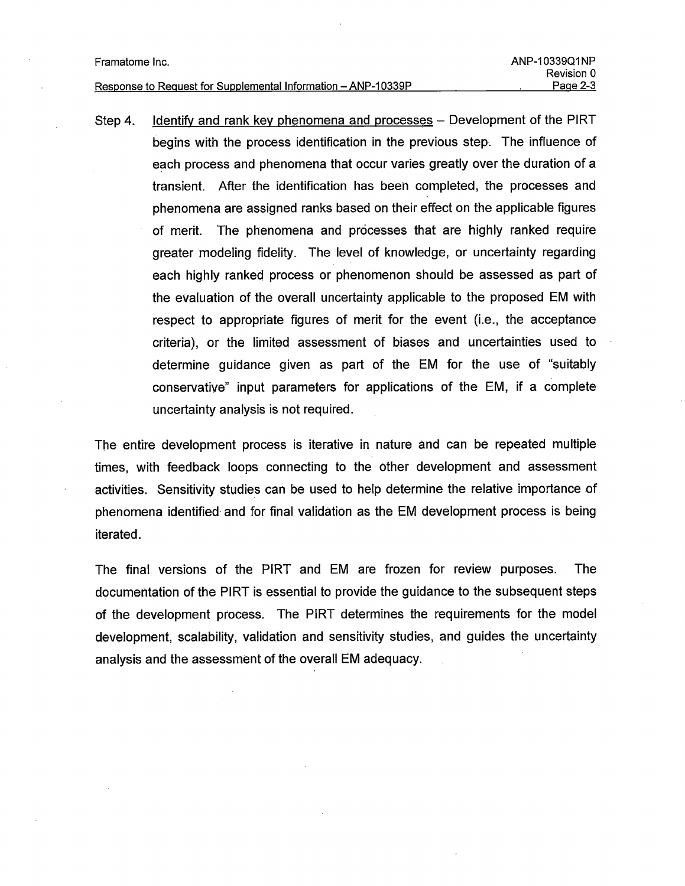Step 4. <u>Identify and rank key phenomena and processes</u> – Development of the PIRT begins with the process identification in the previous step. The influence of each process and phenomena that occur varies greatly over the duration of a transient. After the identification has been completed, the processes and phenomena are assigned ranks based on their effect on the applicable figures of merit. The phenomena and processes that are highly ranked require greater modeling fidelity. The level of knowledge, or uncertainty regarding each highly ranked process or phenomenon should be assessed as part of the evaluation of the overall uncertainty applicable to the proposed EM with respect to appropriate figures of merit for the event (i.e., the acceptance criteria), or the limited assessment of biases and uncertainties used to determine guidance given as part of the EM for the use of "suitably conservative" input parameters for applications of the EM, if a complete uncertainty analysis is not required.

The entire development process is iterative in nature and can be repeated multiple times, with feedback loops connecting to the other development and assessment activities. Sensitivity studies can be used to help determine the relative importance of phenomena identified and for final validation as the EM development process is being iterated.

The final versions of the PIRT and EM are frozen for review purposes. The documentation of the PIRT is essential to provide the guidance to the subsequent steps of the development process. The PIRT determines the requirements for the model development, scalability, validation and sensitivity studies, and guides the uncertainty analysis and the assessment of the overall EM adequacy.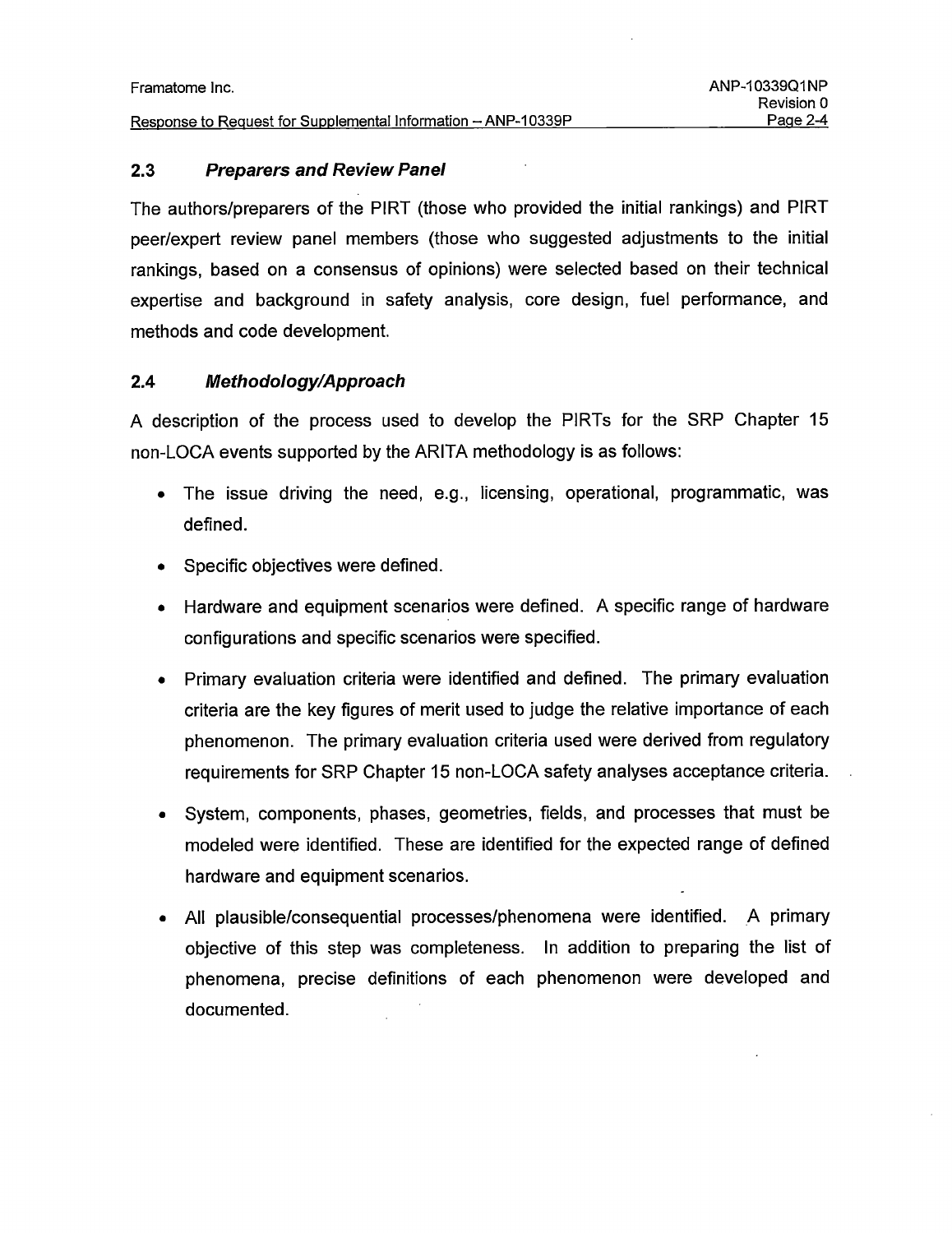## 2.3 *Preparers and Review Panel*

The authors/preparers of the PIRT (those who provided the initial rankings) and PIRT peer/expert review panel members (those who suggested adjustments to the initial rankings, based on a consensus of opinions) were selected based on their technical expertise and background in safety analysis, core design, fuel performance, and methods and code development.

## 2.4 *Methodology/Approach*

A description of the process used to develop the PIRTs for the SRP Chapter 15 non-LOCA events supported by the ARITA methodology is as follows:

- The issue driving the need, e.g., licensing, operational, programmatic, was defined.
- Specific objectives were defined.
- Hardware and equipment scenarios were defined. A specific range of hardware configurations and specific scenarios were specified.
- Primary evaluation criteria were identified and defined. The primary evaluation criteria are the key figures of merit used to judge the relative importance of each phenomenon. The primary evaluation criteria used were derived from regulatory requirements for SRP Chapter 15 non-LOCA safety analyses acceptance criteria.
- System, components, phases, geometries, fields, and processes that must be modeled were identified. These are identified for the expected range of defined hardware and equipment scenarios.
- All plausible/consequential processes/phenomena were identified. A primary objective of this step was completeness. In addition to preparing the list of phenomena, precise definitions of each phenomenon were developed and documented.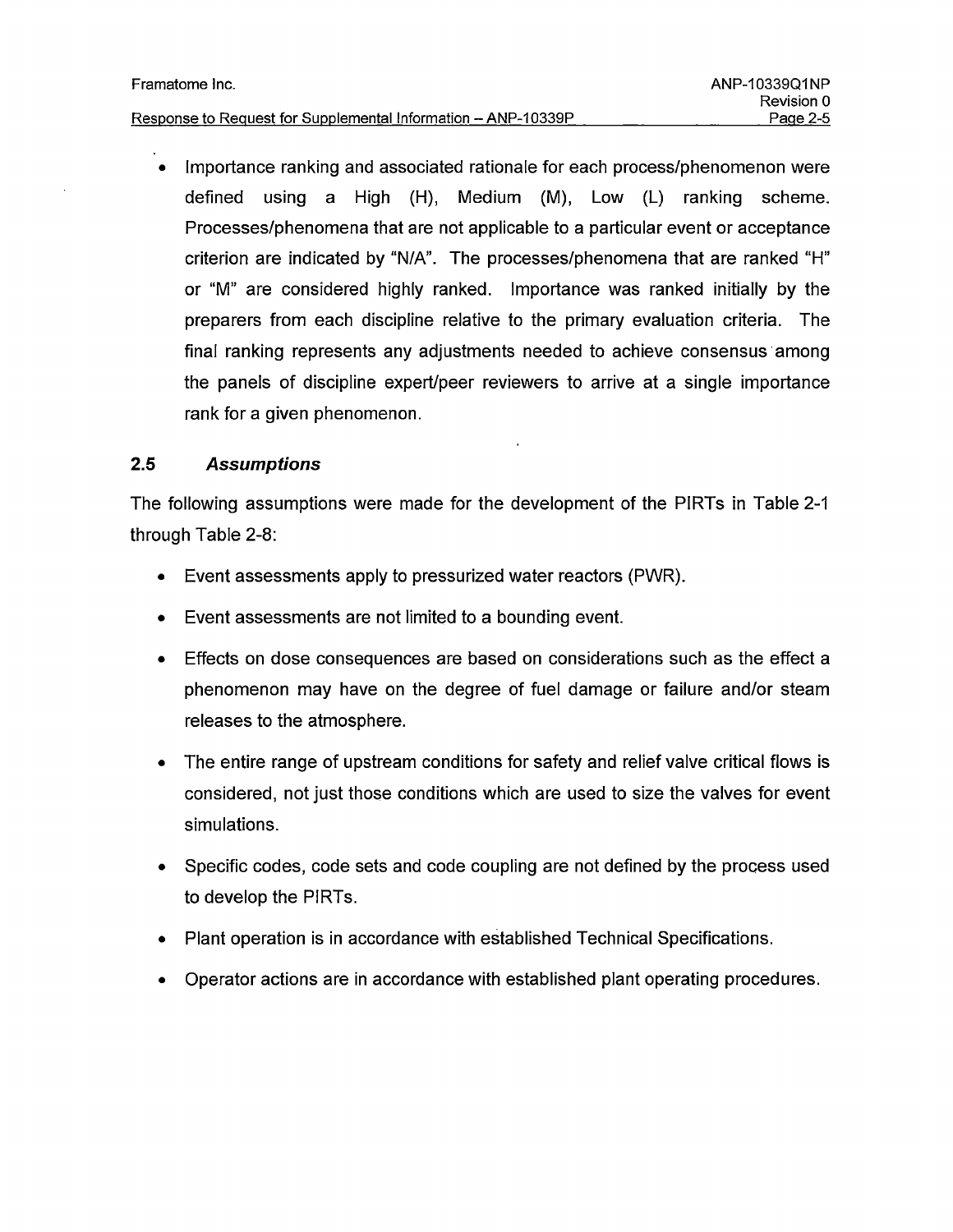- Importance ranking and associated rationale for each process/phenomenon were defined using a High (H), Medium (M), Low (L) ranking scheme. Processes/phenomena that are not applicable to a particular event or acceptance criterion are indicated by "N/A". The processes/phenomena that are ranked "H" or "M" are considered highly ranked. Importance was ranked initially by the preparers from each discipline relative to the primary evaluation criteria. The final ranking represents any adjustments needed to achieve consensus among the panels of discipline expert/peer reviewers to arrive at a single importance rank for a given phenomenon.

## 2.5 *Assumptions*

The following assumptions were made for the development of the PIRTs in Table 2-1 through Table 2-8:

- Event assessments apply to pressurized water reactors (PWR).
- Event assessments are not limited to a bounding event.
- Effects on dose consequences are based on considerations such as the effect a phenomenon may have on the degree of fuel damage or failure and/or steam releases to the atmosphere.
- The entire range of upstream conditions for safety and relief valve critical flows is considered, not just those conditions which are used to size the valves for event simulations.
- Specific codes, code sets and code coupling are not defined by the process used to develop the PIRTs.
- Plant operation is in accordance with established Technical Specifications.
- Operator actions are in accordance with established plant operating procedures.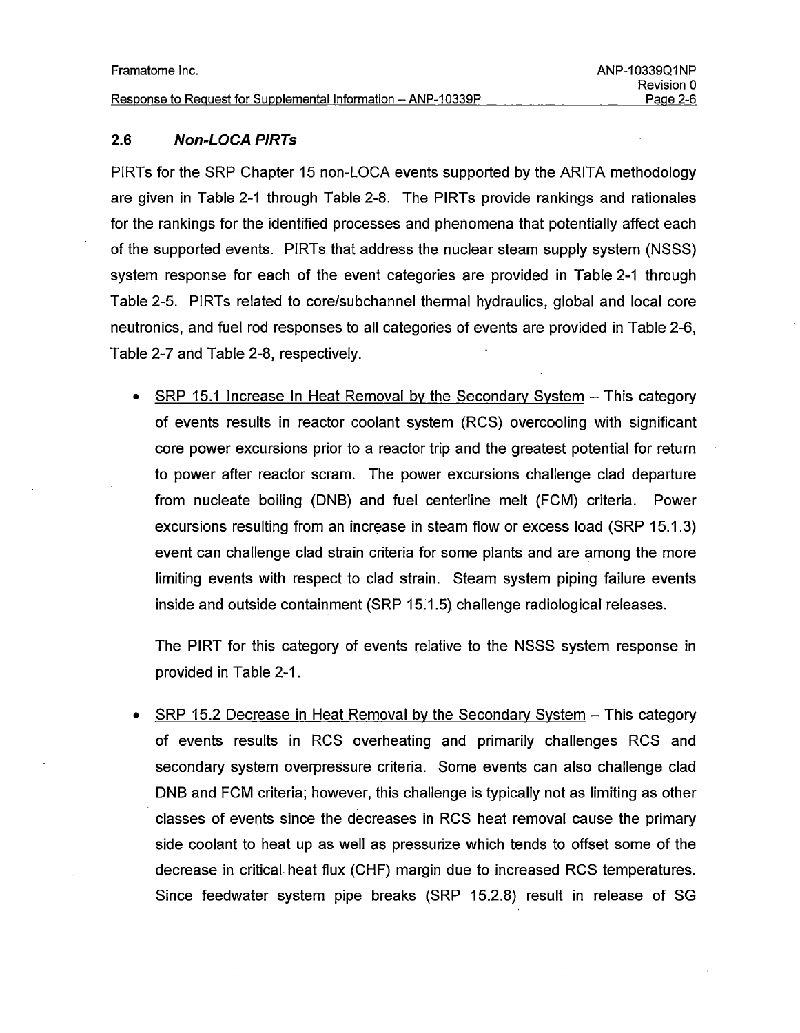## 2.6 *Non-LOCA PIRTs*

PIRTs for the SRP Chapter 15 non-LOCA events supported by the ARITA methodology are given in Table 2-1 through Table 2-8. The PIRTs provide rankings and rationales for the rankings for the identified processes and phenomena that potentially affect each of the supported events. PIRTs that address the nuclear steam supply system (NSSS) system response for each of the event categories are provided in Table 2-1 through Table 2-5. PIRTs related to core/subchannel thermal hydraulics, global and local core neutronics, and fuel rod responses to all categories of events are provided in Table 2-6, Table 2-7 and Table 2-8, respectively.

- <u>SRP 15.1 Increase In Heat Removal by the Secondary System</u> – This category of events results in reactor coolant system (RCS) overcooling with significant core power excursions prior to a reactor trip and the greatest potential for return to power after reactor scram. The power excursions challenge clad departure from nucleate boiling (DNB) and fuel centerline melt (FCM) criteria. Power excursions resulting from an increase in steam flow or excess load (SRP 15.1.3) event can challenge clad strain criteria for some plants and are among the more limiting events with respect to clad strain. Steam system piping failure events inside and outside containment (SRP 15.1.5) challenge radiological releases.

  The PIRT for this category of events relative to the NSSS system response in provided in Table 2-1.

- <u>SRP 15.2 Decrease in Heat Removal by the Secondary System</u> – This category of events results in RCS overheating and primarily challenges RCS and secondary system overpressure criteria. Some events can also challenge clad DNB and FCM criteria; however, this challenge is typically not as limiting as other classes of events since the decreases in RCS heat removal cause the primary side coolant to heat up as well as pressurize which tends to offset some of the decrease in critical heat flux (CHF) margin due to increased RCS temperatures. Since feedwater system pipe breaks (SRP 15.2.8) result in release of SG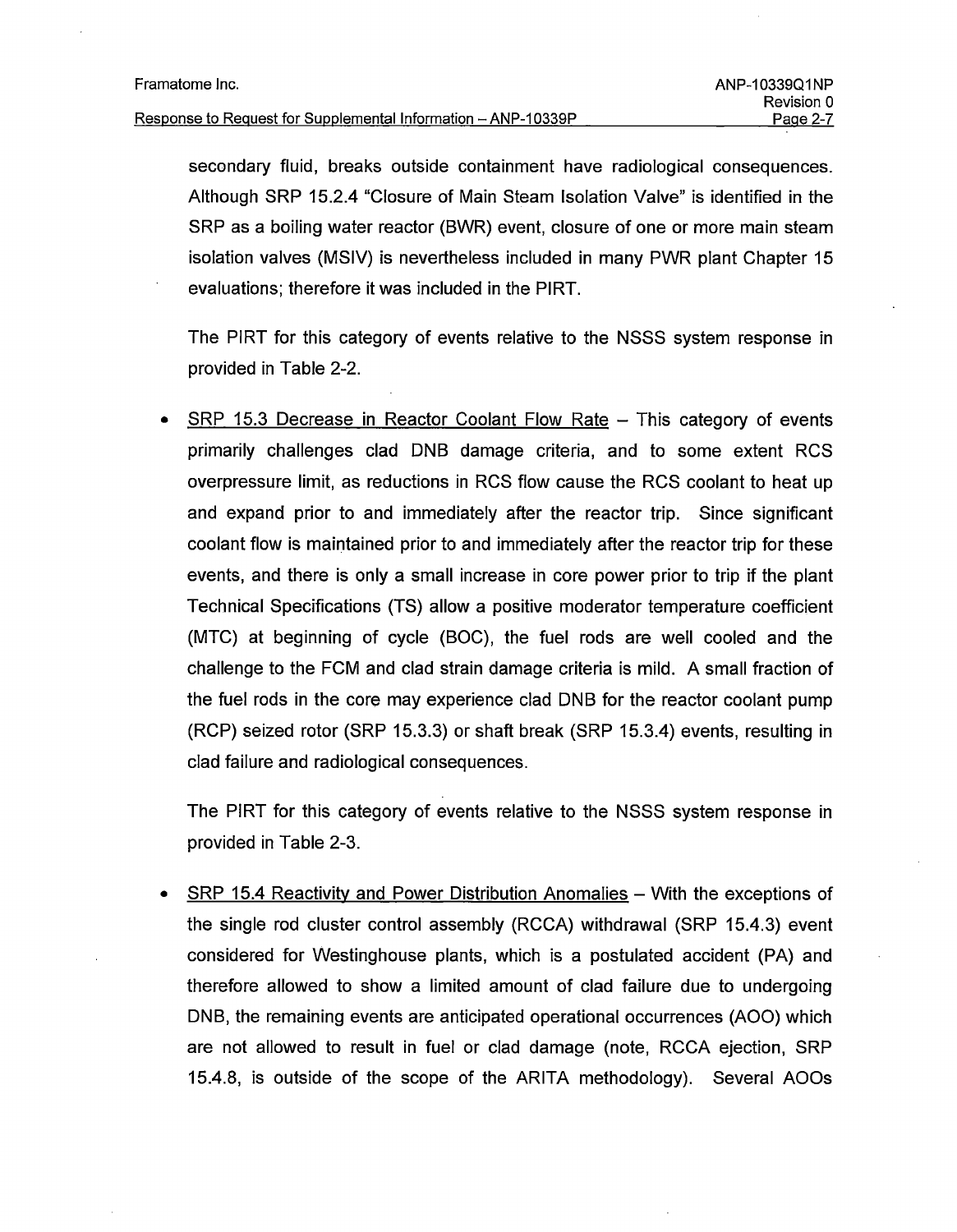secondary fluid, breaks outside containment have radiological consequences. Although SRP 15.2.4 "Closure of Main Steam Isolation Valve" is identified in the SRP as a boiling water reactor (BWR) event, closure of one or more main steam isolation valves (MSIV) is nevertheless included in many PWR plant Chapter 15 evaluations; therefore it was included in the PIRT.

The PIRT for this category of events relative to the NSSS system response in provided in Table 2-2.

- <u>SRP 15.3 Decrease in Reactor Coolant Flow Rate</u> – This category of events primarily challenges clad DNB damage criteria, and to some extent RCS overpressure limit, as reductions in RCS flow cause the RCS coolant to heat up and expand prior to and immediately after the reactor trip. Since significant coolant flow is maintained prior to and immediately after the reactor trip for these events, and there is only a small increase in core power prior to trip if the plant Technical Specifications (TS) allow a positive moderator temperature coefficient (MTC) at beginning of cycle (BOC), the fuel rods are well cooled and the challenge to the FCM and clad strain damage criteria is mild. A small fraction of the fuel rods in the core may experience clad DNB for the reactor coolant pump (RCP) seized rotor (SRP 15.3.3) or shaft break (SRP 15.3.4) events, resulting in clad failure and radiological consequences.

  The PIRT for this category of events relative to the NSSS system response in provided in Table 2-3.

- <u>SRP 15.4 Reactivity and Power Distribution Anomalies</u> – With the exceptions of the single rod cluster control assembly (RCCA) withdrawal (SRP 15.4.3) event considered for Westinghouse plants, which is a postulated accident (PA) and therefore allowed to show a limited amount of clad failure due to undergoing DNB, the remaining events are anticipated operational occurrences (AOO) which are not allowed to result in fuel or clad damage (note, RCCA ejection, SRP 15.4.8, is outside of the scope of the ARITA methodology). Several AOOs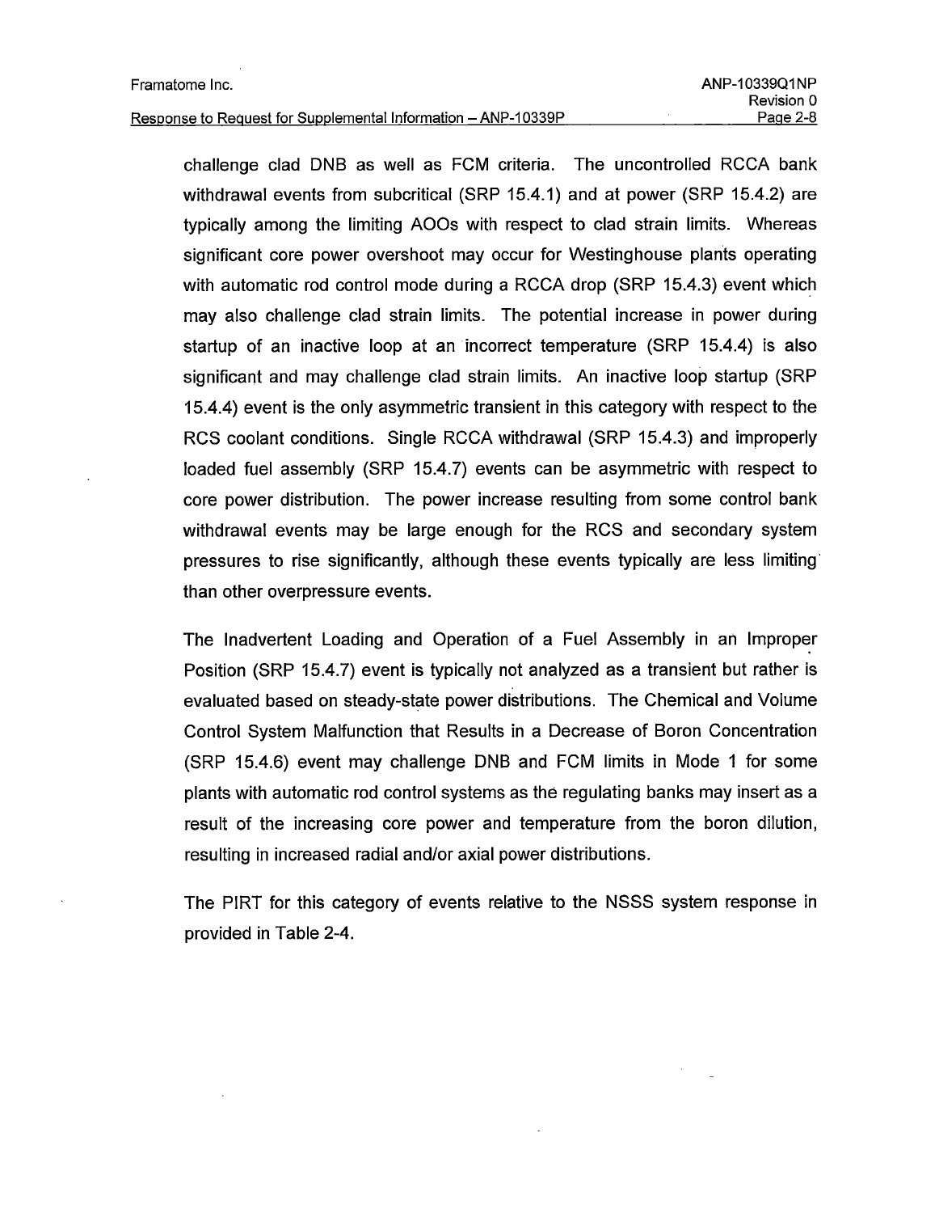challenge clad DNB as well as FCM criteria. The uncontrolled RCCA bank withdrawal events from subcritical (SRP 15.4.1) and at power (SRP 15.4.2) are typically among the limiting AOOs with respect to clad strain limits. Whereas significant core power overshoot may occur for Westinghouse plants operating with automatic rod control mode during a RCCA drop (SRP 15.4.3) event which may also challenge clad strain limits. The potential increase in power during startup of an inactive loop at an incorrect temperature (SRP 15.4.4) is also significant and may challenge clad strain limits. An inactive loop startup (SRP 15.4.4) event is the only asymmetric transient in this category with respect to the RCS coolant conditions. Single RCCA withdrawal (SRP 15.4.3) and improperly loaded fuel assembly (SRP 15.4.7) events can be asymmetric with respect to core power distribution. The power increase resulting from some control bank withdrawal events may be large enough for the RCS and secondary system pressures to rise significantly, although these events typically are less limiting than other overpressure events.

The Inadvertent Loading and Operation of a Fuel Assembly in an Improper Position (SRP 15.4.7) event is typically not analyzed as a transient but rather is evaluated based on steady-state power distributions. The Chemical and Volume Control System Malfunction that Results in a Decrease of Boron Concentration (SRP 15.4.6) event may challenge DNB and FCM limits in Mode 1 for some plants with automatic rod control systems as the regulating banks may insert as a result of the increasing core power and temperature from the boron dilution, resulting in increased radial and/or axial power distributions.

The PIRT for this category of events relative to the NSSS system response in provided in Table 2-4.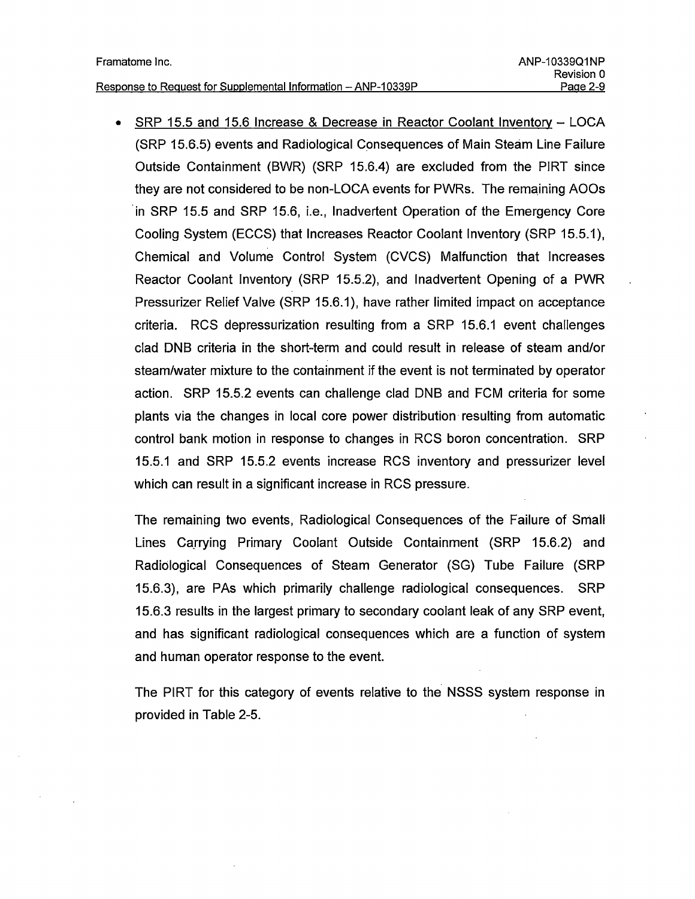- SRP 15.5 and 15.6 Increase & Decrease in Reactor Coolant Inventory – LOCA (SRP 15.6.5) events and Radiological Consequences of Main Steam Line Failure Outside Containment (BWR) (SRP 15.6.4) are excluded from the PIRT since they are not considered to be non-LOCA events for PWRs. The remaining AOOs in SRP 15.5 and SRP 15.6, i.e., Inadvertent Operation of the Emergency Core Cooling System (ECCS) that Increases Reactor Coolant Inventory (SRP 15.5.1), Chemical and Volume Control System (CVCS) Malfunction that Increases Reactor Coolant Inventory (SRP 15.5.2), and Inadvertent Opening of a PWR Pressurizer Relief Valve (SRP 15.6.1), have rather limited impact on acceptance criteria. RCS depressurization resulting from a SRP 15.6.1 event challenges clad DNB criteria in the short-term and could result in release of steam and/or steam/water mixture to the containment if the event is not terminated by operator action. SRP 15.5.2 events can challenge clad DNB and FCM criteria for some plants via the changes in local core power distribution resulting from automatic control bank motion in response to changes in RCS boron concentration. SRP 15.5.1 and SRP 15.5.2 events increase RCS inventory and pressurizer level which can result in a significant increase in RCS pressure.

  The remaining two events, Radiological Consequences of the Failure of Small Lines Carrying Primary Coolant Outside Containment (SRP 15.6.2) and Radiological Consequences of Steam Generator (SG) Tube Failure (SRP 15.6.3), are PAs which primarily challenge radiological consequences. SRP 15.6.3 results in the largest primary to secondary coolant leak of any SRP event, and has significant radiological consequences which are a function of system and human operator response to the event.

  The PIRT for this category of events relative to the NSSS system response in provided in Table 2-5.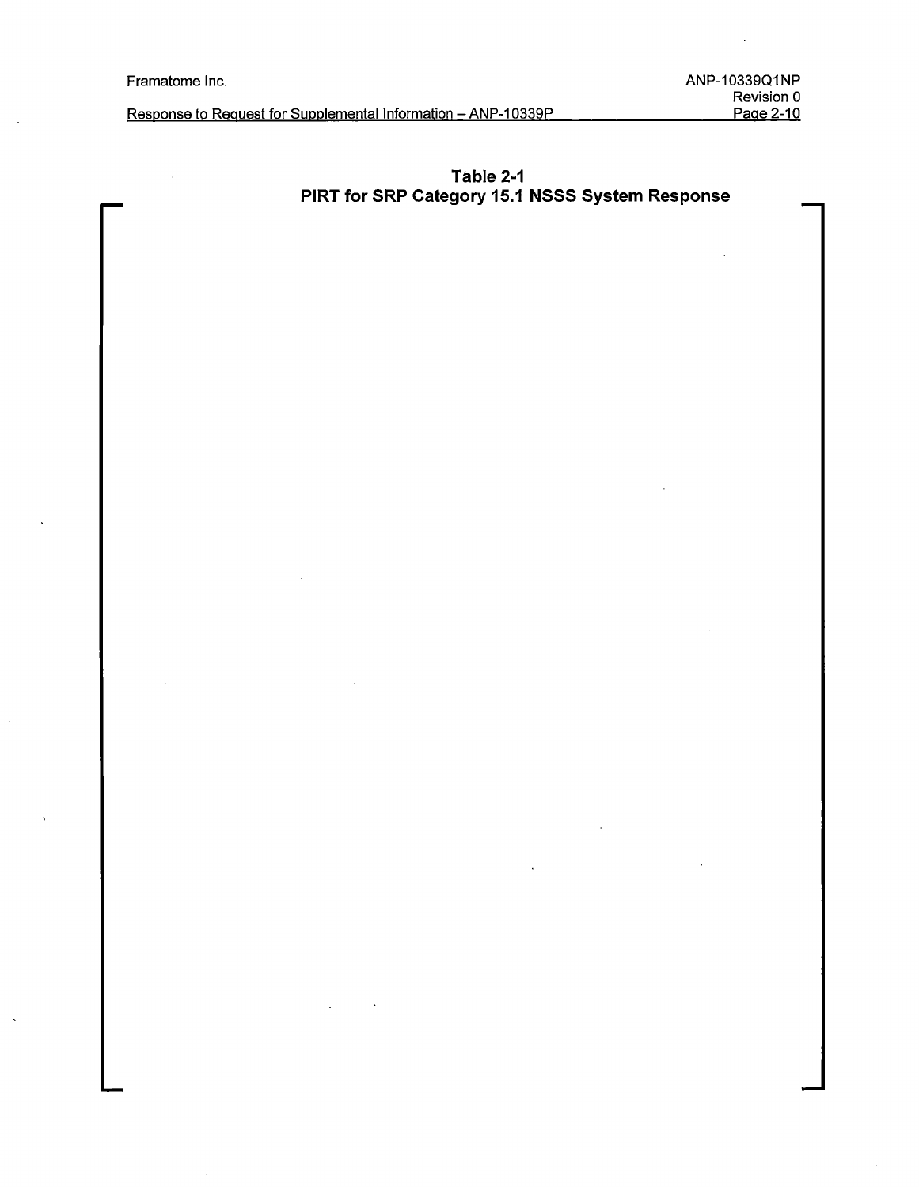**Table 2-1**
**PIRT for SRP Category 15.1 NSSS System Response**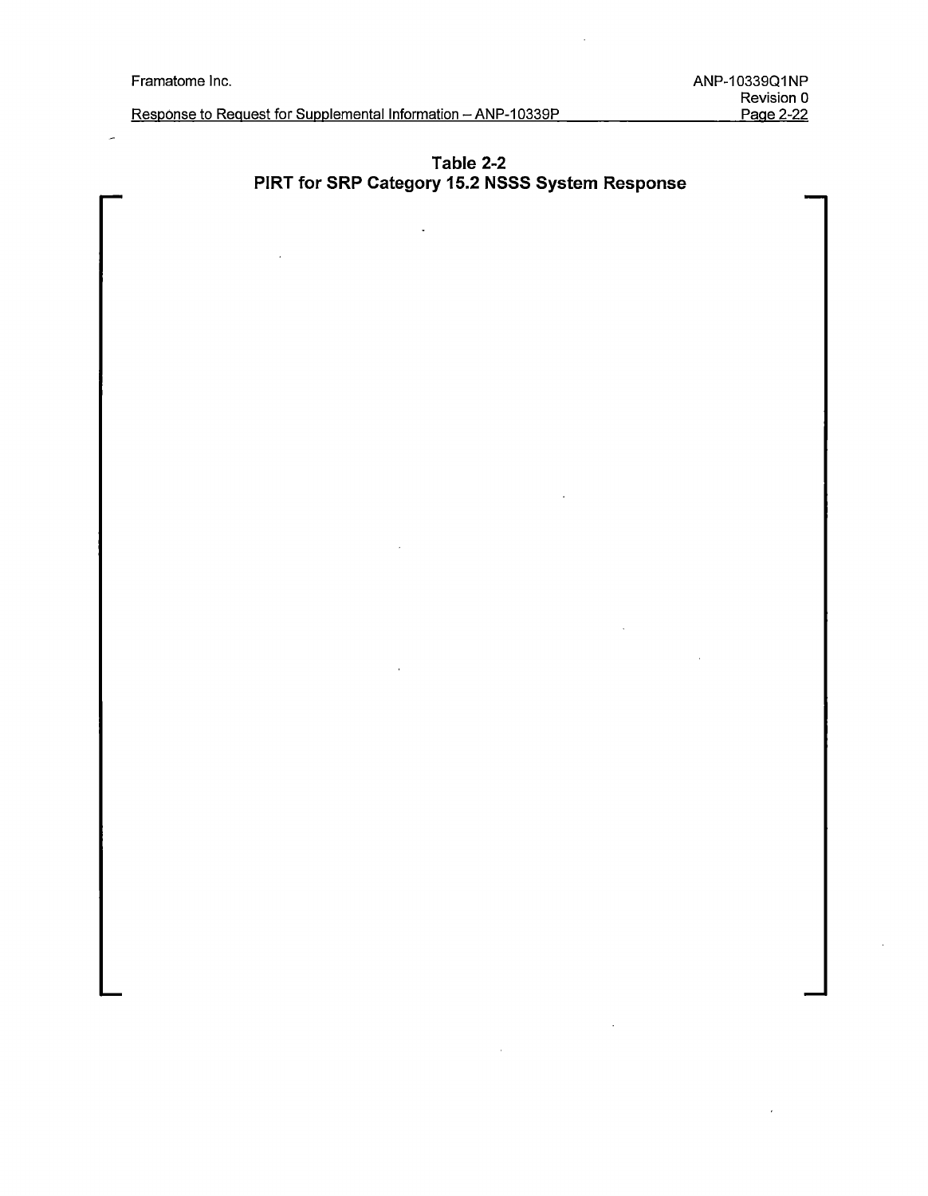**Table 2-2**
**PIRT for SRP Category 15.2 NSSS System Response**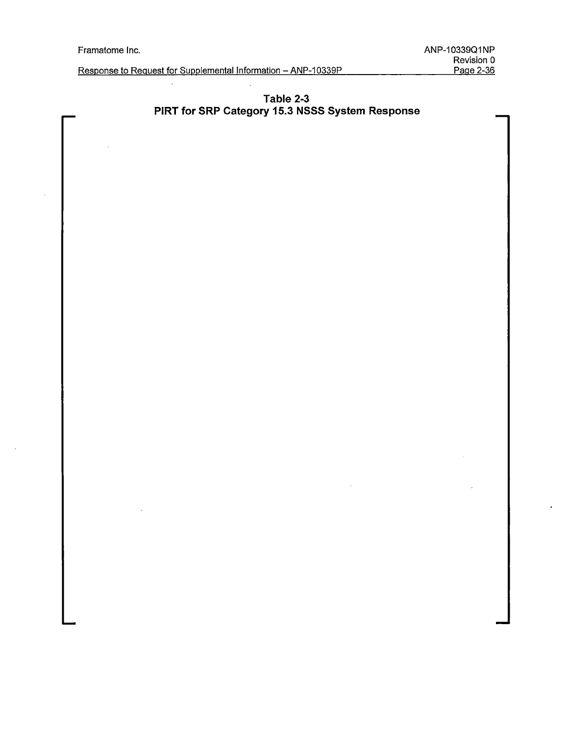**Table 2-3**
**PIRT for SRP Category 15.3 NSSS System Response**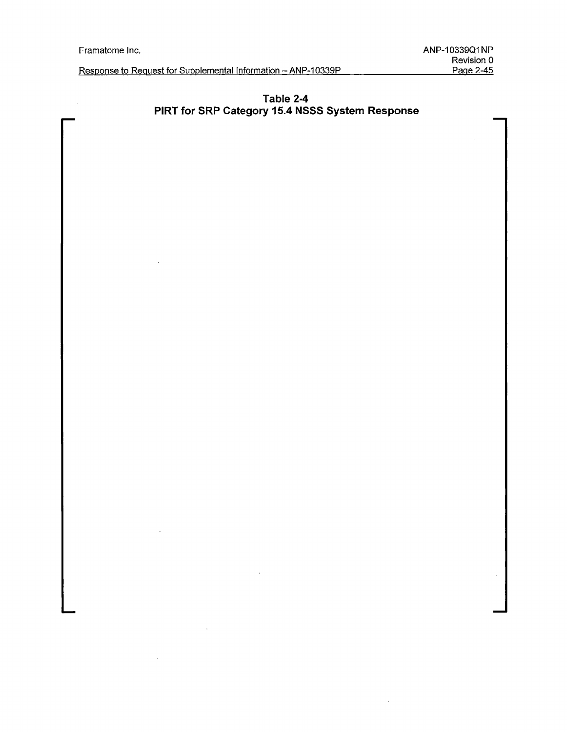**Table 2-4**
**PIRT for SRP Category 15.4 NSSS System Response**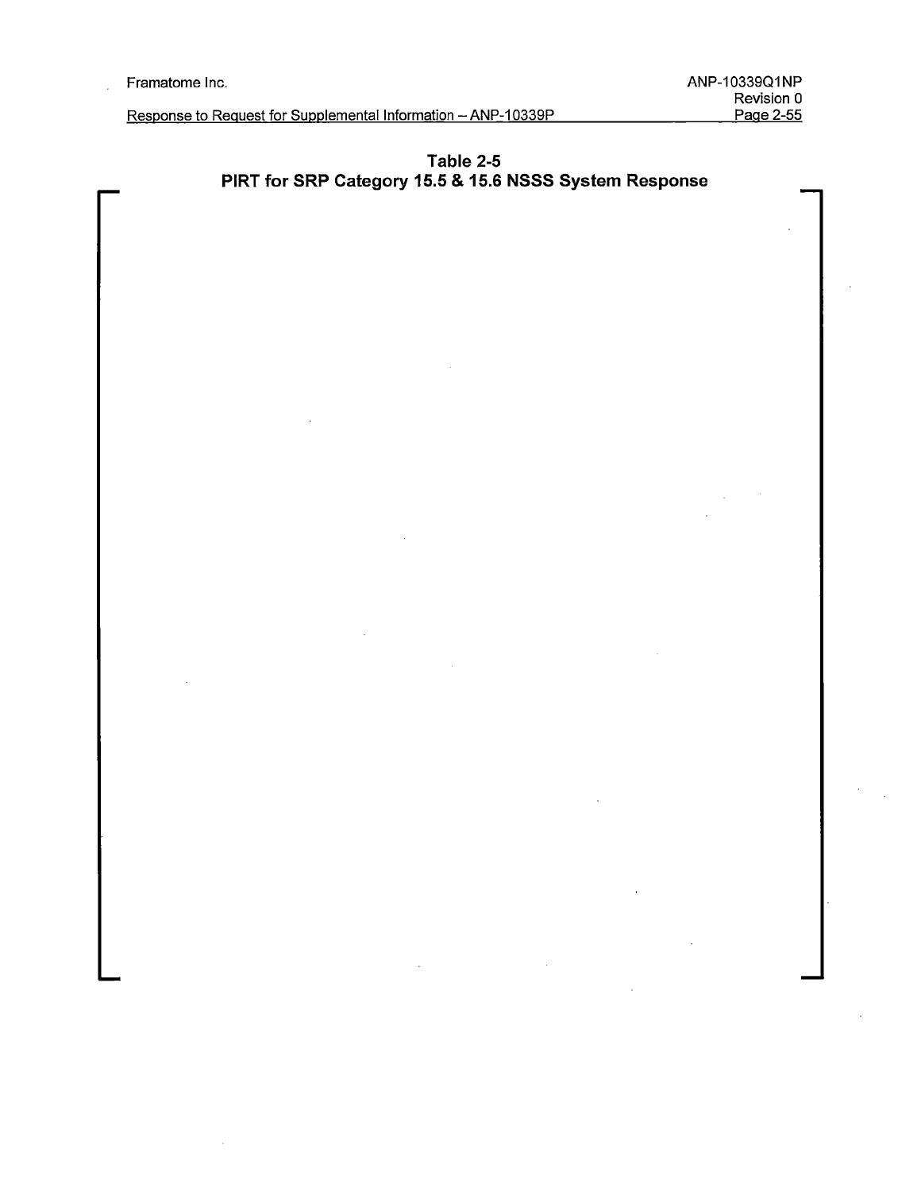**Table 2-5**
**PIRT for SRP Category 15.5 & 15.6 NSSS System Response**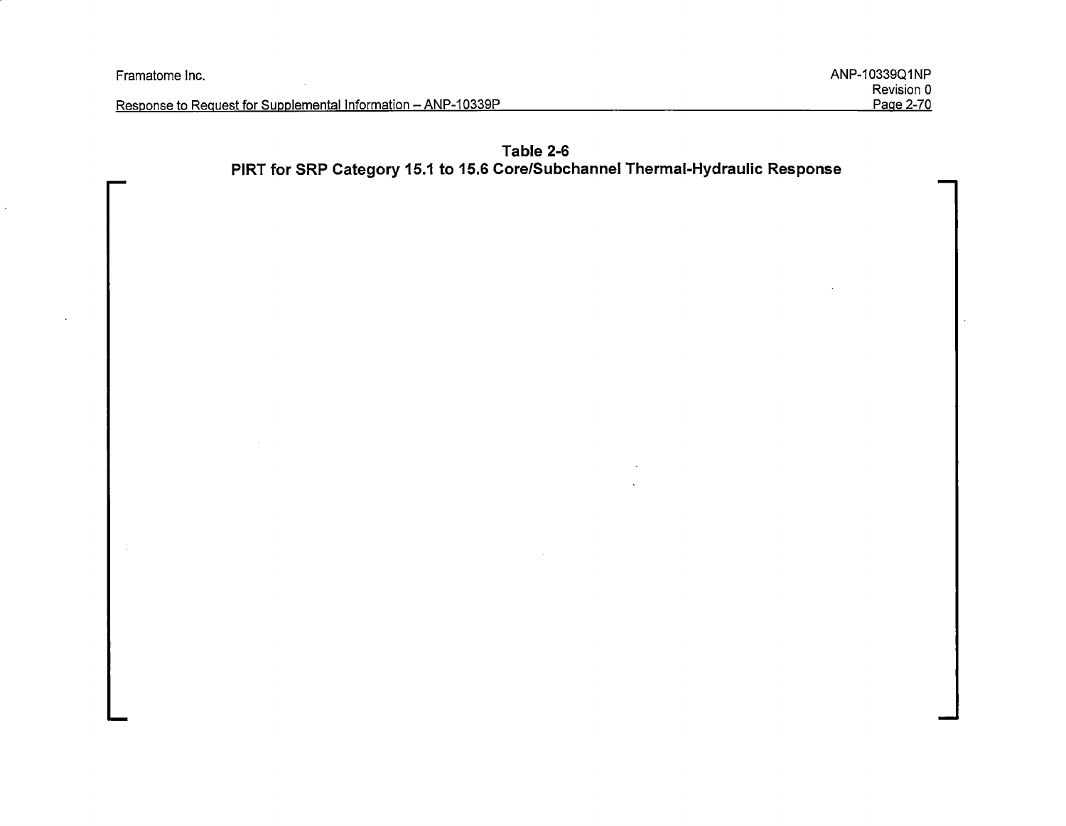**Table 2-6**
**PIRT for SRP Category 15.1 to 15.6 Core/Subchannel Thermal-Hydraulic Response**

[

]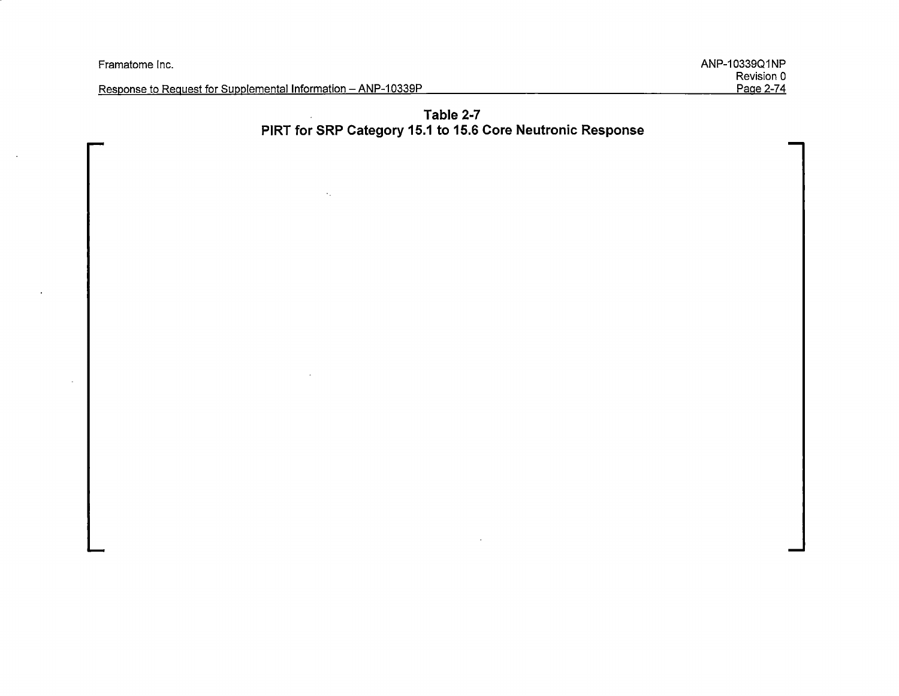**Table 2-7**
**PIRT for SRP Category 15.1 to 15.6 Core Neutronic Response**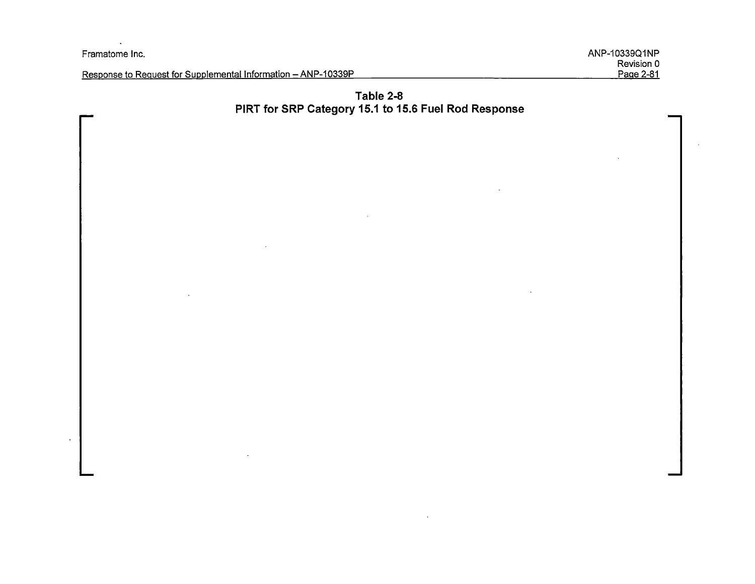**Table 2-8**
**PIRT for SRP Category 15.1 to 15.6 Fuel Rod Response**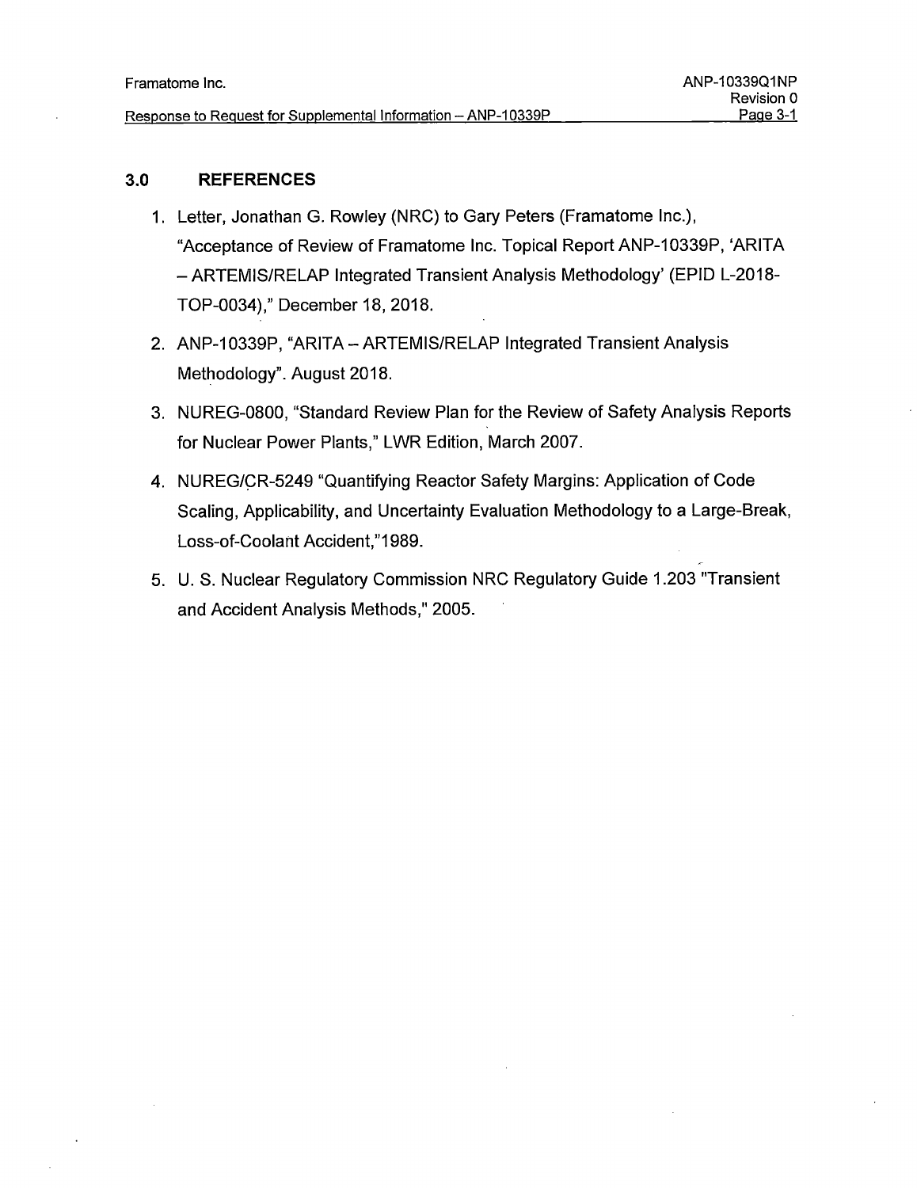## 3.0 REFERENCES

1. Letter, Jonathan G. Rowley (NRC) to Gary Peters (Framatome Inc.), "Acceptance of Review of Framatome Inc. Topical Report ANP-10339P, 'ARITA – ARTEMIS/RELAP Integrated Transient Analysis Methodology' (EPID L-2018-TOP-0034)," December 18, 2018.
2. ANP-10339P, "ARITA – ARTEMIS/RELAP Integrated Transient Analysis Methodology". August 2018.
3. NUREG-0800, "Standard Review Plan for the Review of Safety Analysis Reports for Nuclear Power Plants," LWR Edition, March 2007.
4. NUREG/CR-5249 "Quantifying Reactor Safety Margins: Application of Code Scaling, Applicability, and Uncertainty Evaluation Methodology to a Large-Break, Loss-of-Coolant Accident,"1989.
5. U. S. Nuclear Regulatory Commission NRC Regulatory Guide 1.203 "Transient and Accident Analysis Methods," 2005.